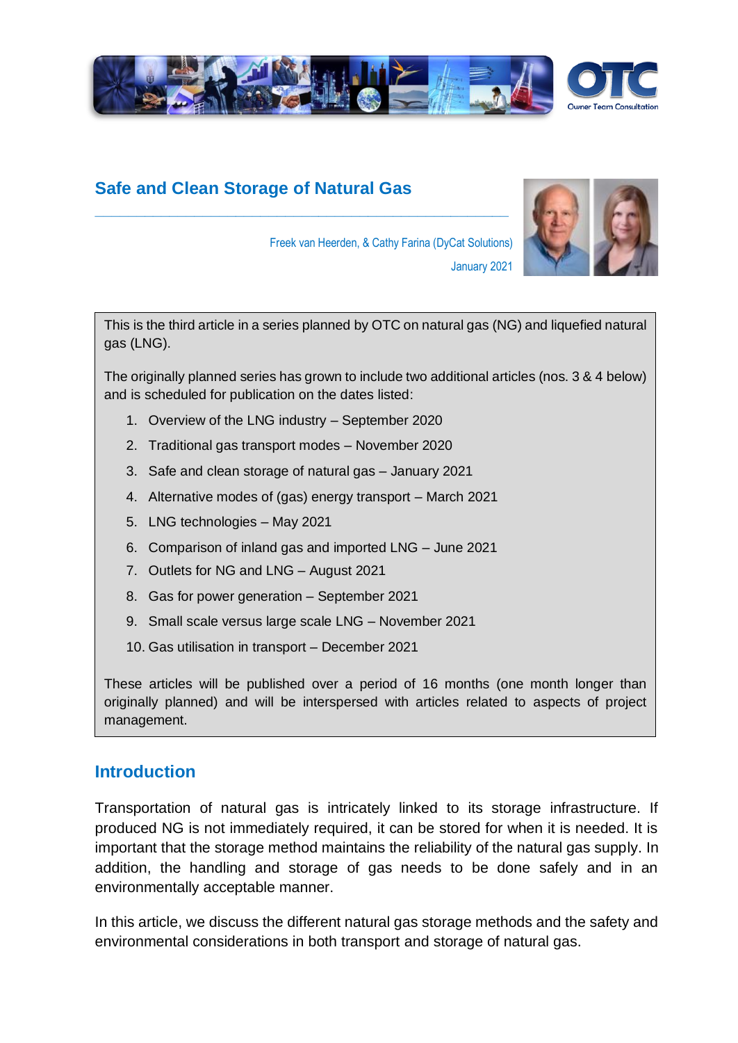# Safe and Clean Storage of Natural Gas

Freek van Heerden, & Cathy Farina (DyCat Solutions)

January 2021

This is the third article in a series planned by OTC on natural gas (NG) and liquefied natural gas (LNG).

The originally planned series has grown to include two additional articles (nos. 3 & 4 below) and is scheduled for publication on the dates listed:

1. Overview of the LNG industry – September 2020
2. Traditional gas transport modes – November 2020
3. Safe and clean storage of natural gas – January 2021
4. Alternative modes of (gas) energy transport – March 2021
5. LNG technologies – May 2021
6. Comparison of inland gas and imported LNG – June 2021
7. Outlets for NG and LNG – August 2021
8. Gas for power generation – September 2021
9. Small scale versus large scale LNG – November 2021
10. Gas utilisation in transport – December 2021

These articles will be published over a period of 16 months (one month longer than originally planned) and will be interspersed with articles related to aspects of project management.

## Introduction

Transportation of natural gas is intricately linked to its storage infrastructure. If produced NG is not immediately required, it can be stored for when it is needed. It is important that the storage method maintains the reliability of the natural gas supply. In addition, the handling and storage of gas needs to be done safely and in an environmentally acceptable manner.

In this article, we discuss the different natural gas storage methods and the safety and environmental considerations in both transport and storage of natural gas.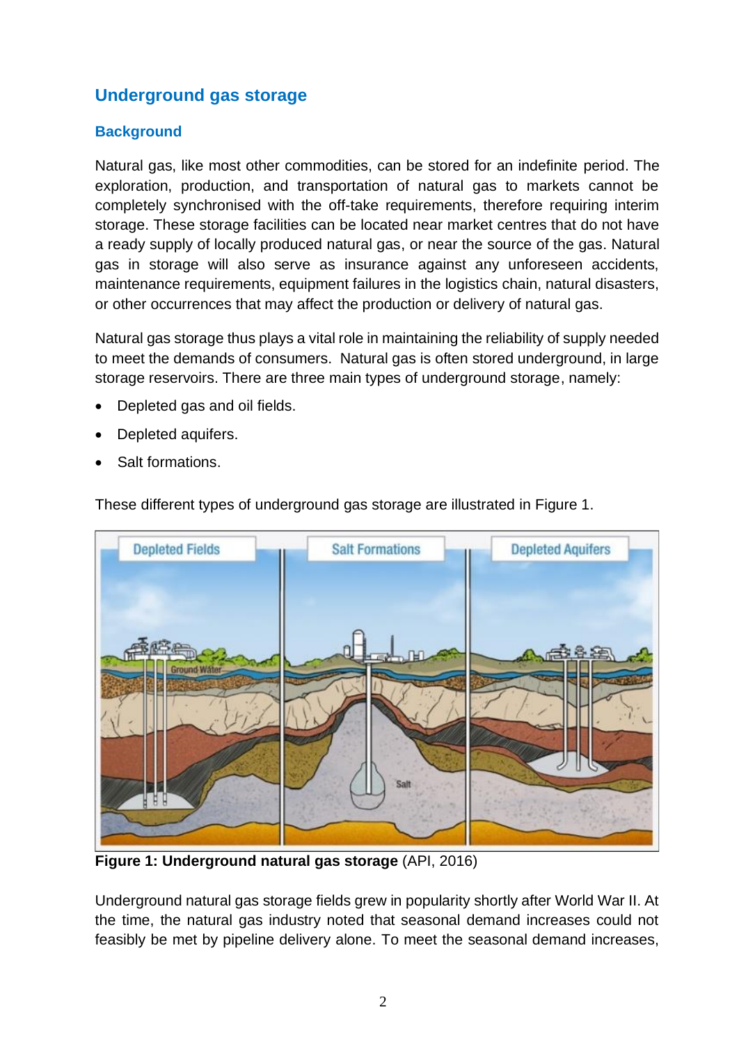## Underground gas storage

### Background

Natural gas, like most other commodities, can be stored for an indefinite period. The exploration, production, and transportation of natural gas to markets cannot be completely synchronised with the off-take requirements, therefore requiring interim storage. These storage facilities can be located near market centres that do not have a ready supply of locally produced natural gas, or near the source of the gas. Natural gas in storage will also serve as insurance against any unforeseen accidents, maintenance requirements, equipment failures in the logistics chain, natural disasters, or other occurrences that may affect the production or delivery of natural gas.

Natural gas storage thus plays a vital role in maintaining the reliability of supply needed to meet the demands of consumers. Natural gas is often stored underground, in large storage reservoirs. There are three main types of underground storage, namely:

- Depleted gas and oil fields.
- Depleted aquifers.
- Salt formations.

These different types of underground gas storage are illustrated in Figure 1.

**Figure 1: Underground natural gas storage** (API, 2016)

Underground natural gas storage fields grew in popularity shortly after World War II. At the time, the natural gas industry noted that seasonal demand increases could not feasibly be met by pipeline delivery alone. To meet the seasonal demand increases,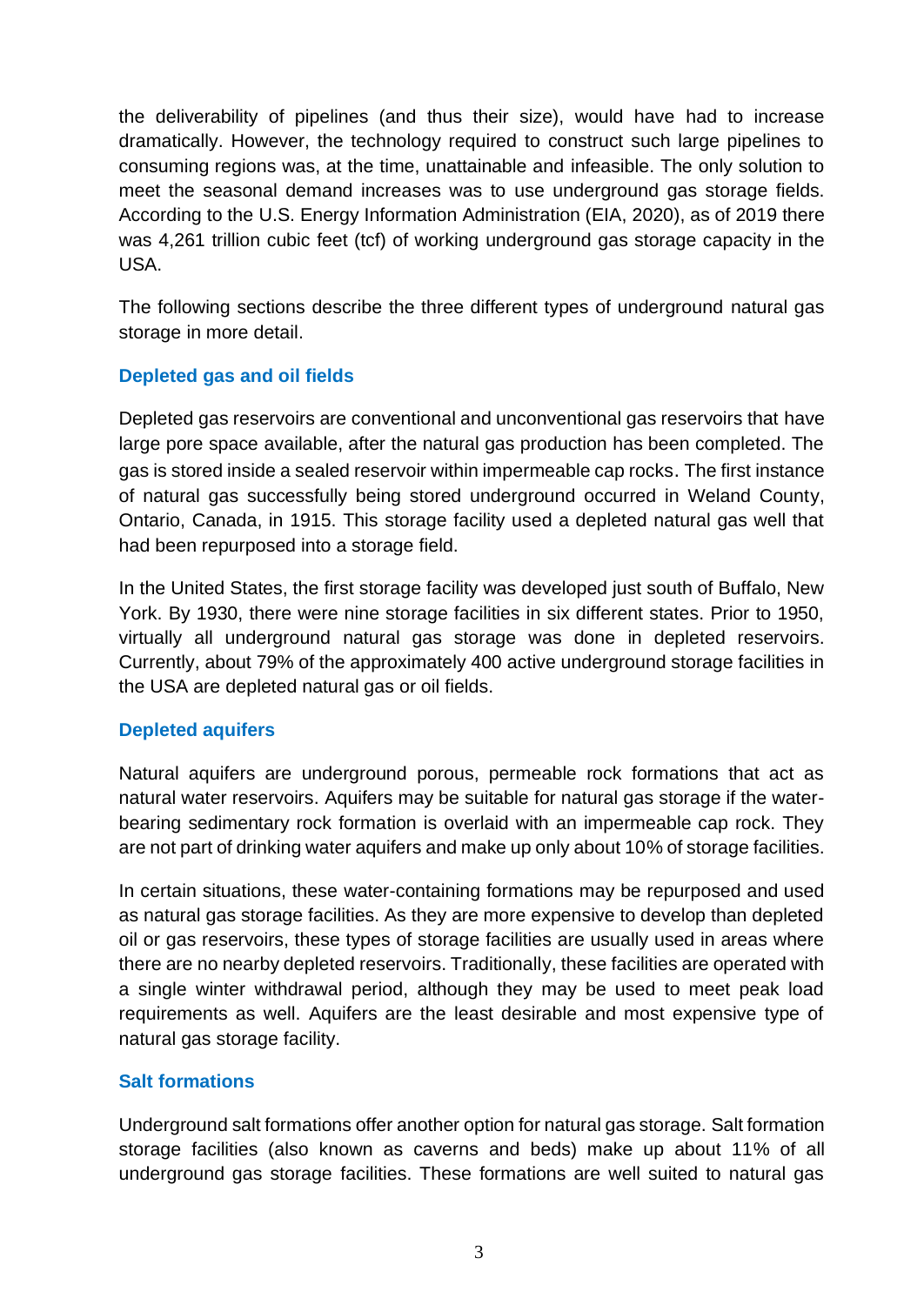the deliverability of pipelines (and thus their size), would have had to increase dramatically. However, the technology required to construct such large pipelines to consuming regions was, at the time, unattainable and infeasible. The only solution to meet the seasonal demand increases was to use underground gas storage fields. According to the U.S. Energy Information Administration (EIA, 2020), as of 2019 there was 4,261 trillion cubic feet (tcf) of working underground gas storage capacity in the USA.

The following sections describe the three different types of underground natural gas storage in more detail.

### Depleted gas and oil fields

Depleted gas reservoirs are conventional and unconventional gas reservoirs that have large pore space available, after the natural gas production has been completed. The gas is stored inside a sealed reservoir within impermeable cap rocks. The first instance of natural gas successfully being stored underground occurred in Weland County, Ontario, Canada, in 1915. This storage facility used a depleted natural gas well that had been repurposed into a storage field.

In the United States, the first storage facility was developed just south of Buffalo, New York. By 1930, there were nine storage facilities in six different states. Prior to 1950, virtually all underground natural gas storage was done in depleted reservoirs. Currently, about 79% of the approximately 400 active underground storage facilities in the USA are depleted natural gas or oil fields.

### Depleted aquifers

Natural aquifers are underground porous, permeable rock formations that act as natural water reservoirs. Aquifers may be suitable for natural gas storage if the water-bearing sedimentary rock formation is overlaid with an impermeable cap rock. They are not part of drinking water aquifers and make up only about 10% of storage facilities.

In certain situations, these water-containing formations may be repurposed and used as natural gas storage facilities. As they are more expensive to develop than depleted oil or gas reservoirs, these types of storage facilities are usually used in areas where there are no nearby depleted reservoirs. Traditionally, these facilities are operated with a single winter withdrawal period, although they may be used to meet peak load requirements as well. Aquifers are the least desirable and most expensive type of natural gas storage facility.

### Salt formations

Underground salt formations offer another option for natural gas storage. Salt formation storage facilities (also known as caverns and beds) make up about 11% of all underground gas storage facilities. These formations are well suited to natural gas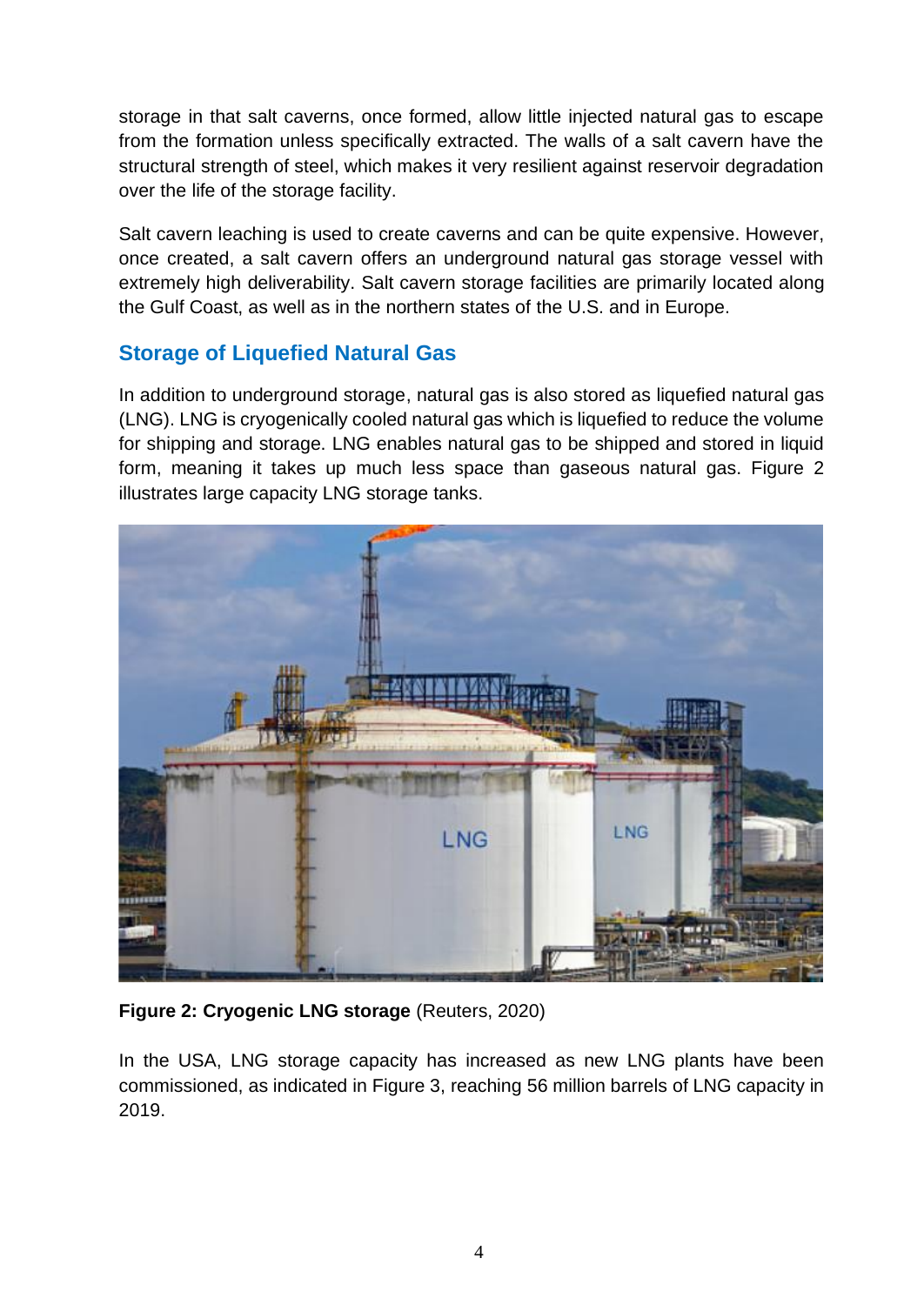storage in that salt caverns, once formed, allow little injected natural gas to escape from the formation unless specifically extracted. The walls of a salt cavern have the structural strength of steel, which makes it very resilient against reservoir degradation over the life of the storage facility.

Salt cavern leaching is used to create caverns and can be quite expensive. However, once created, a salt cavern offers an underground natural gas storage vessel with extremely high deliverability. Salt cavern storage facilities are primarily located along the Gulf Coast, as well as in the northern states of the U.S. and in Europe.

## Storage of Liquefied Natural Gas

In addition to underground storage, natural gas is also stored as liquefied natural gas (LNG). LNG is cryogenically cooled natural gas which is liquefied to reduce the volume for shipping and storage. LNG enables natural gas to be shipped and stored in liquid form, meaning it takes up much less space than gaseous natural gas. Figure 2 illustrates large capacity LNG storage tanks.

**Figure 2: Cryogenic LNG storage** (Reuters, 2020)

In the USA, LNG storage capacity has increased as new LNG plants have been commissioned, as indicated in Figure 3, reaching 56 million barrels of LNG capacity in 2019.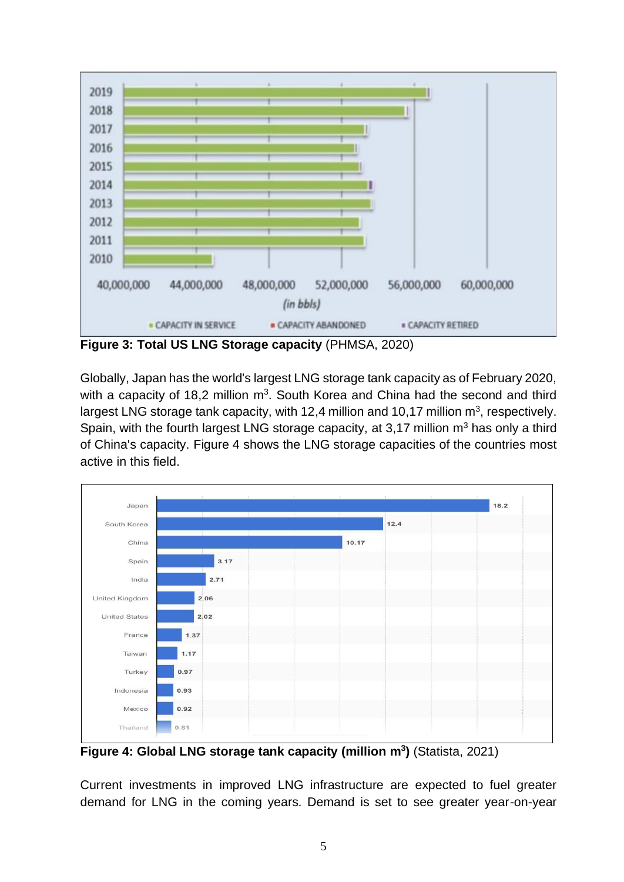**Figure 3: Total US LNG Storage capacity** (PHMSA, 2020)

Globally, Japan has the world's largest LNG storage tank capacity as of February 2020, with a capacity of 18,2 million m$^3$. South Korea and China had the second and third largest LNG storage tank capacity, with 12,4 million and 10,17 million m$^3$, respectively. Spain, with the fourth largest LNG storage capacity, at 3,17 million m$^3$ has only a third of China's capacity. Figure 4 shows the LNG storage capacities of the countries most active in this field.

**Figure 4: Global LNG storage tank capacity (million m$^3$)** (Statista, 2021)

Current investments in improved LNG infrastructure are expected to fuel greater demand for LNG in the coming years. Demand is set to see greater year-on-year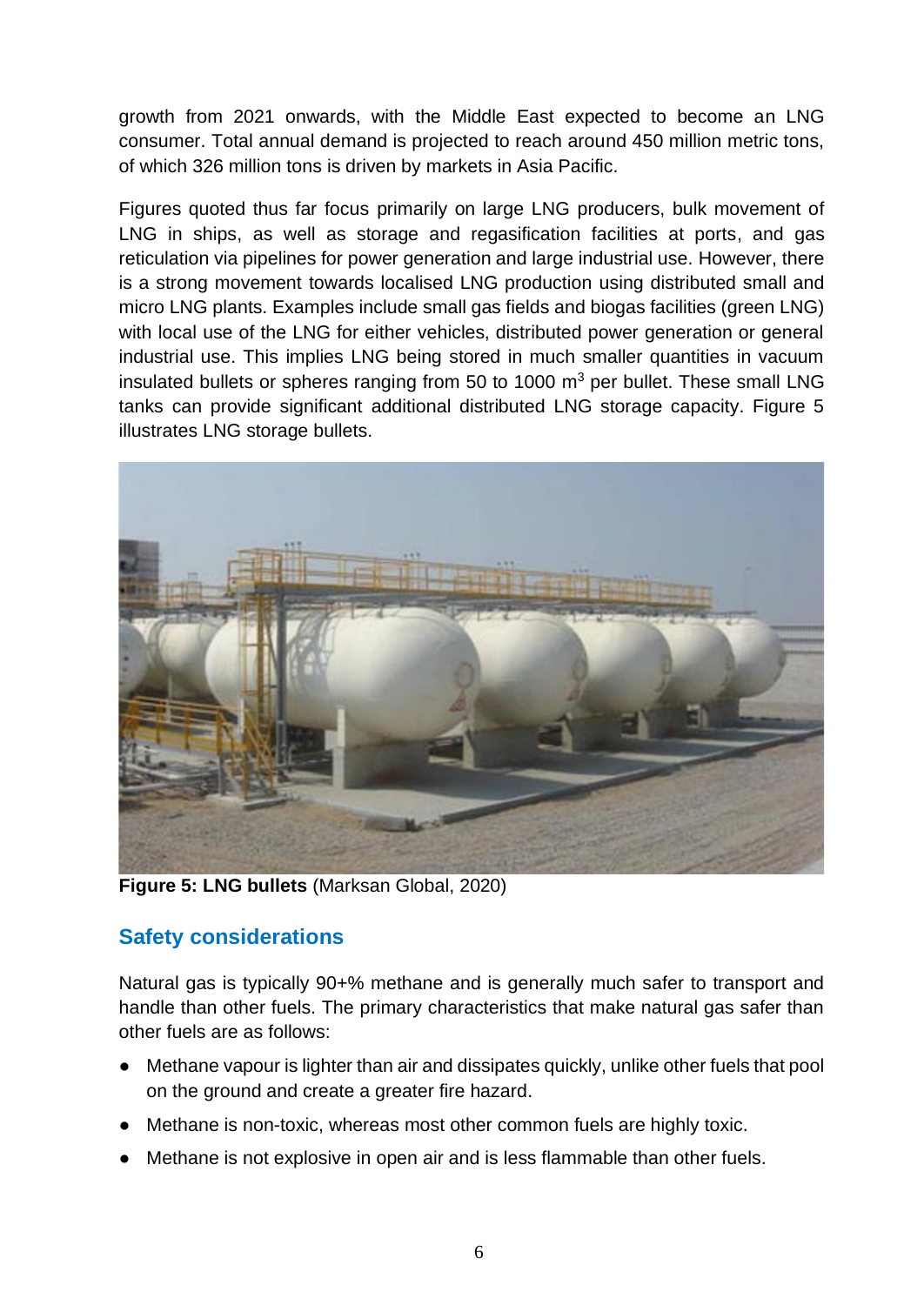growth from 2021 onwards, with the Middle East expected to become an LNG consumer. Total annual demand is projected to reach around 450 million metric tons, of which 326 million tons is driven by markets in Asia Pacific.

Figures quoted thus far focus primarily on large LNG producers, bulk movement of LNG in ships, as well as storage and regasification facilities at ports, and gas reticulation via pipelines for power generation and large industrial use. However, there is a strong movement towards localised LNG production using distributed small and micro LNG plants. Examples include small gas fields and biogas facilities (green LNG) with local use of the LNG for either vehicles, distributed power generation or general industrial use. This implies LNG being stored in much smaller quantities in vacuum insulated bullets or spheres ranging from 50 to 1000 $m^3$ per bullet. These small LNG tanks can provide significant additional distributed LNG storage capacity. Figure 5 illustrates LNG storage bullets.

**Figure 5: LNG bullets** (Marksan Global, 2020)

## Safety considerations

Natural gas is typically 90+% methane and is generally much safer to transport and handle than other fuels. The primary characteristics that make natural gas safer than other fuels are as follows:

- Methane vapour is lighter than air and dissipates quickly, unlike other fuels that pool on the ground and create a greater fire hazard.
- Methane is non-toxic, whereas most other common fuels are highly toxic.
- Methane is not explosive in open air and is less flammable than other fuels.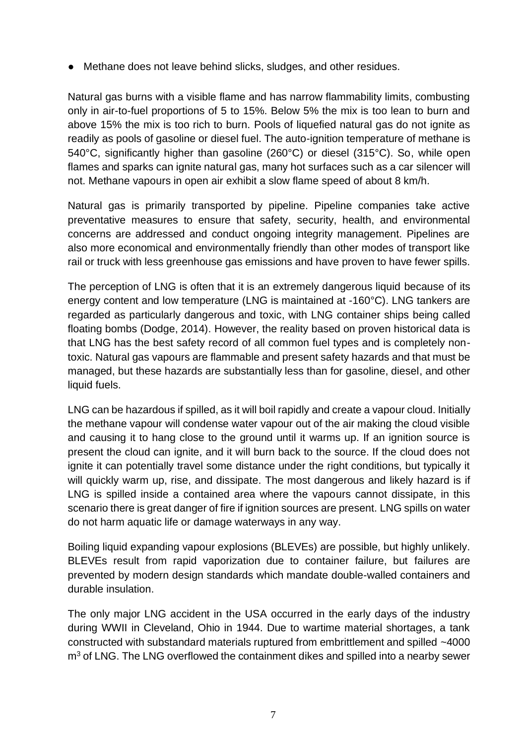- Methane does not leave behind slicks, sludges, and other residues.

Natural gas burns with a visible flame and has narrow flammability limits, combusting only in air-to-fuel proportions of 5 to 15%. Below 5% the mix is too lean to burn and above 15% the mix is too rich to burn. Pools of liquefied natural gas do not ignite as readily as pools of gasoline or diesel fuel. The auto-ignition temperature of methane is 540°C, significantly higher than gasoline (260°C) or diesel (315°C). So, while open flames and sparks can ignite natural gas, many hot surfaces such as a car silencer will not. Methane vapours in open air exhibit a slow flame speed of about 8 km/h.

Natural gas is primarily transported by pipeline. Pipeline companies take active preventative measures to ensure that safety, security, health, and environmental concerns are addressed and conduct ongoing integrity management. Pipelines are also more economical and environmentally friendly than other modes of transport like rail or truck with less greenhouse gas emissions and have proven to have fewer spills.

The perception of LNG is often that it is an extremely dangerous liquid because of its energy content and low temperature (LNG is maintained at -160°C). LNG tankers are regarded as particularly dangerous and toxic, with LNG container ships being called floating bombs (Dodge, 2014). However, the reality based on proven historical data is that LNG has the best safety record of all common fuel types and is completely non-toxic. Natural gas vapours are flammable and present safety hazards and that must be managed, but these hazards are substantially less than for gasoline, diesel, and other liquid fuels.

LNG can be hazardous if spilled, as it will boil rapidly and create a vapour cloud. Initially the methane vapour will condense water vapour out of the air making the cloud visible and causing it to hang close to the ground until it warms up. If an ignition source is present the cloud can ignite, and it will burn back to the source. If the cloud does not ignite it can potentially travel some distance under the right conditions, but typically it will quickly warm up, rise, and dissipate. The most dangerous and likely hazard is if LNG is spilled inside a contained area where the vapours cannot dissipate, in this scenario there is great danger of fire if ignition sources are present. LNG spills on water do not harm aquatic life or damage waterways in any way.

Boiling liquid expanding vapour explosions (BLEVEs) are possible, but highly unlikely. BLEVEs result from rapid vaporization due to container failure, but failures are prevented by modern design standards which mandate double-walled containers and durable insulation.

The only major LNG accident in the USA occurred in the early days of the industry during WWII in Cleveland, Ohio in 1944. Due to wartime material shortages, a tank constructed with substandard materials ruptured from embrittlement and spilled ~4000 $m^3$ of LNG. The LNG overflowed the containment dikes and spilled into a nearby sewer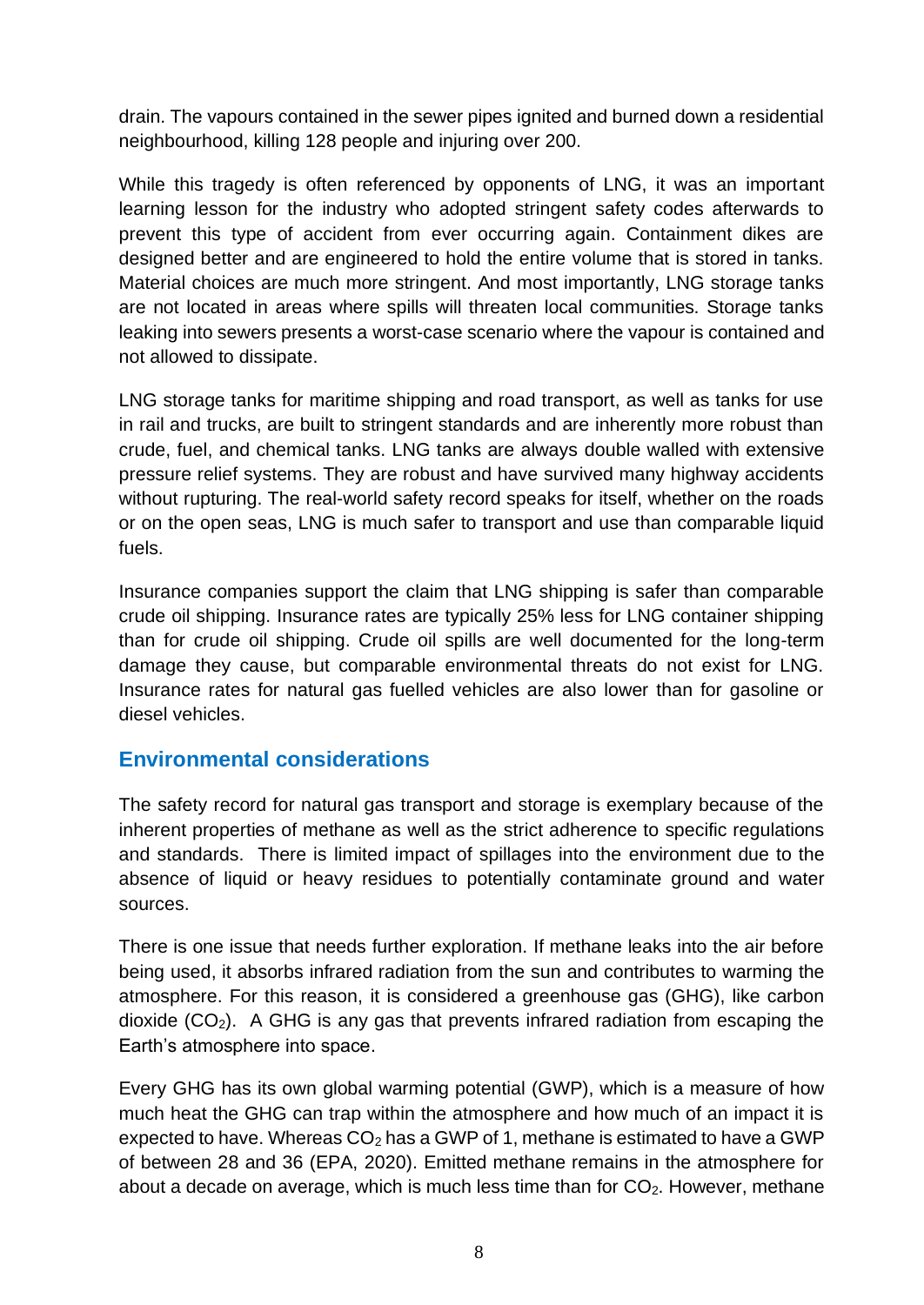drain. The vapours contained in the sewer pipes ignited and burned down a residential neighbourhood, killing 128 people and injuring over 200.

While this tragedy is often referenced by opponents of LNG, it was an important learning lesson for the industry who adopted stringent safety codes afterwards to prevent this type of accident from ever occurring again. Containment dikes are designed better and are engineered to hold the entire volume that is stored in tanks. Material choices are much more stringent. And most importantly, LNG storage tanks are not located in areas where spills will threaten local communities. Storage tanks leaking into sewers presents a worst-case scenario where the vapour is contained and not allowed to dissipate.

LNG storage tanks for maritime shipping and road transport, as well as tanks for use in rail and trucks, are built to stringent standards and are inherently more robust than crude, fuel, and chemical tanks. LNG tanks are always double walled with extensive pressure relief systems. They are robust and have survived many highway accidents without rupturing. The real-world safety record speaks for itself, whether on the roads or on the open seas, LNG is much safer to transport and use than comparable liquid fuels.

Insurance companies support the claim that LNG shipping is safer than comparable crude oil shipping. Insurance rates are typically 25% less for LNG container shipping than for crude oil shipping. Crude oil spills are well documented for the long-term damage they cause, but comparable environmental threats do not exist for LNG. Insurance rates for natural gas fuelled vehicles are also lower than for gasoline or diesel vehicles.

## Environmental considerations

The safety record for natural gas transport and storage is exemplary because of the inherent properties of methane as well as the strict adherence to specific regulations and standards. There is limited impact of spillages into the environment due to the absence of liquid or heavy residues to potentially contaminate ground and water sources.

There is one issue that needs further exploration. If methane leaks into the air before being used, it absorbs infrared radiation from the sun and contributes to warming the atmosphere. For this reason, it is considered a greenhouse gas (GHG), like carbon dioxide ($CO_2$). A GHG is any gas that prevents infrared radiation from escaping the Earth's atmosphere into space.

Every GHG has its own global warming potential (GWP), which is a measure of how much heat the GHG can trap within the atmosphere and how much of an impact it is expected to have. Whereas $CO_2$ has a GWP of 1, methane is estimated to have a GWP of between 28 and 36 (EPA, 2020). Emitted methane remains in the atmosphere for about a decade on average, which is much less time than for $CO_2$. However, methane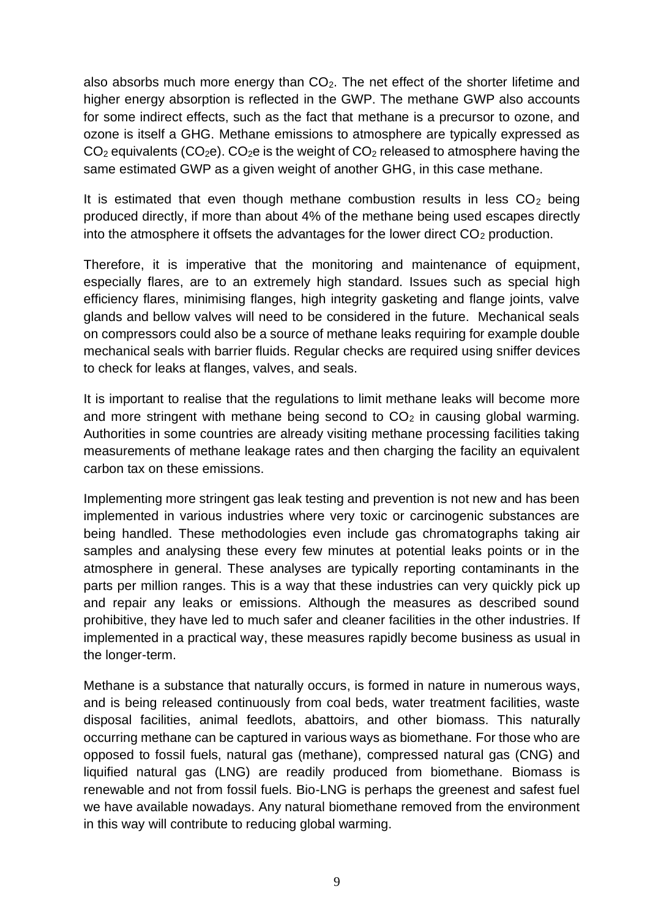also absorbs much more energy than $CO_2$. The net effect of the shorter lifetime and higher energy absorption is reflected in the GWP. The methane GWP also accounts for some indirect effects, such as the fact that methane is a precursor to ozone, and ozone is itself a GHG. Methane emissions to atmosphere are typically expressed as $CO_2$ equivalents ($CO_2e$). $CO_2e$ is the weight of $CO_2$ released to atmosphere having the same estimated GWP as a given weight of another GHG, in this case methane.

It is estimated that even though methane combustion results in less $CO_2$ being produced directly, if more than about 4% of the methane being used escapes directly into the atmosphere it offsets the advantages for the lower direct $CO_2$ production.

Therefore, it is imperative that the monitoring and maintenance of equipment, especially flares, are to an extremely high standard. Issues such as special high efficiency flares, minimising flanges, high integrity gasketing and flange joints, valve glands and bellow valves will need to be considered in the future. Mechanical seals on compressors could also be a source of methane leaks requiring for example double mechanical seals with barrier fluids. Regular checks are required using sniffer devices to check for leaks at flanges, valves, and seals.

It is important to realise that the regulations to limit methane leaks will become more and more stringent with methane being second to $CO_2$ in causing global warming. Authorities in some countries are already visiting methane processing facilities taking measurements of methane leakage rates and then charging the facility an equivalent carbon tax on these emissions.

Implementing more stringent gas leak testing and prevention is not new and has been implemented in various industries where very toxic or carcinogenic substances are being handled. These methodologies even include gas chromatographs taking air samples and analysing these every few minutes at potential leaks points or in the atmosphere in general. These analyses are typically reporting contaminants in the parts per million ranges. This is a way that these industries can very quickly pick up and repair any leaks or emissions. Although the measures as described sound prohibitive, they have led to much safer and cleaner facilities in the other industries. If implemented in a practical way, these measures rapidly become business as usual in the longer-term.

Methane is a substance that naturally occurs, is formed in nature in numerous ways, and is being released continuously from coal beds, water treatment facilities, waste disposal facilities, animal feedlots, abattoirs, and other biomass. This naturally occurring methane can be captured in various ways as biomethane. For those who are opposed to fossil fuels, natural gas (methane), compressed natural gas (CNG) and liquified natural gas (LNG) are readily produced from biomethane. Biomass is renewable and not from fossil fuels. Bio-LNG is perhaps the greenest and safest fuel we have available nowadays. Any natural biomethane removed from the environment in this way will contribute to reducing global warming.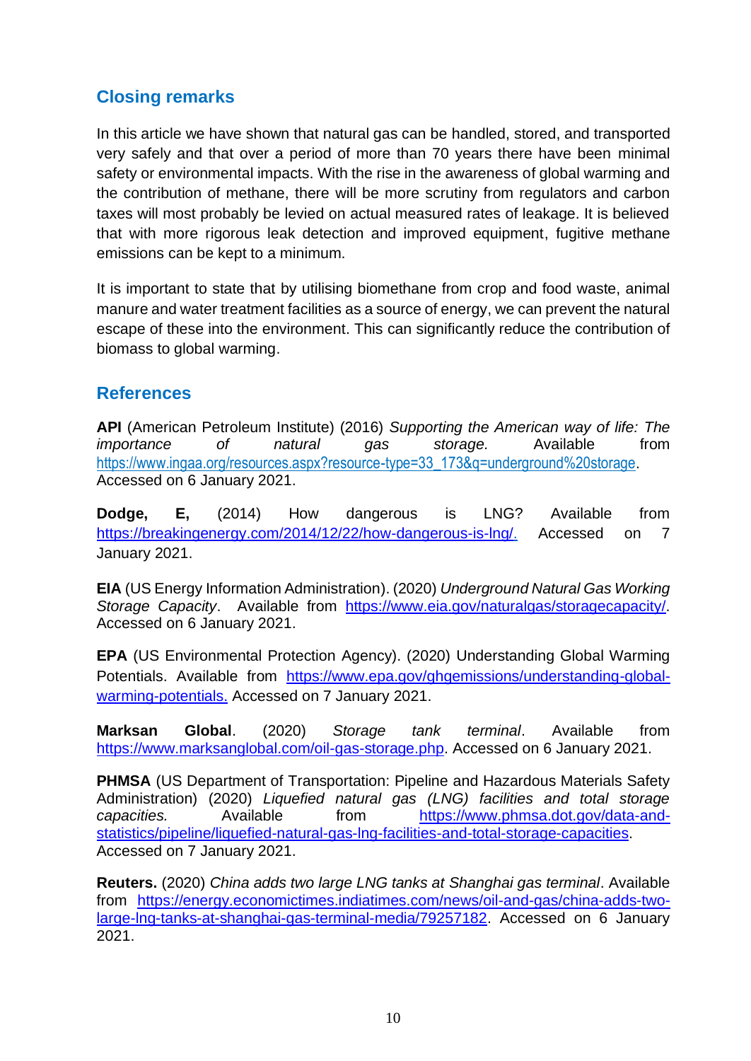## Closing remarks

In this article we have shown that natural gas can be handled, stored, and transported very safely and that over a period of more than 70 years there have been minimal safety or environmental impacts. With the rise in the awareness of global warming and the contribution of methane, there will be more scrutiny from regulators and carbon taxes will most probably be levied on actual measured rates of leakage. It is believed that with more rigorous leak detection and improved equipment, fugitive methane emissions can be kept to a minimum.

It is important to state that by utilising biomethane from crop and food waste, animal manure and water treatment facilities as a source of energy, we can prevent the natural escape of these into the environment. This can significantly reduce the contribution of biomass to global warming.

## References

**API** (American Petroleum Institute) (2016) *Supporting the American way of life: The importance of natural gas storage.* Available from https://www.ingaa.org/resources.aspx?resource-type=33_173&q=underground%20storage. Accessed on 6 January 2021.

**Dodge, E,** (2014) How dangerous is LNG? Available from https://breakingenergy.com/2014/12/22/how-dangerous-is-lng/. Accessed on 7 January 2021.

**EIA** (US Energy Information Administration). (2020) *Underground Natural Gas Working Storage Capacity*. Available from https://www.eia.gov/naturalgas/storagecapacity/. Accessed on 6 January 2021.

**EPA** (US Environmental Protection Agency). (2020) Understanding Global Warming Potentials. Available from https://www.epa.gov/ghgemissions/understanding-global-warming-potentials. Accessed on 7 January 2021.

**Marksan Global**. (2020) *Storage tank terminal*. Available from https://www.marksanglobal.com/oil-gas-storage.php. Accessed on 6 January 2021.

**PHMSA** (US Department of Transportation: Pipeline and Hazardous Materials Safety Administration) (2020) *Liquefied natural gas (LNG) facilities and total storage capacities.* Available from https://www.phmsa.dot.gov/data-and-statistics/pipeline/liquefied-natural-gas-lng-facilities-and-total-storage-capacities. Accessed on 7 January 2021.

**Reuters.** (2020) *China adds two large LNG tanks at Shanghai gas terminal*. Available from https://energy.economictimes.indiatimes.com/news/oil-and-gas/china-adds-two-large-lng-tanks-at-shanghai-gas-terminal-media/79257182. Accessed on 6 January 2021.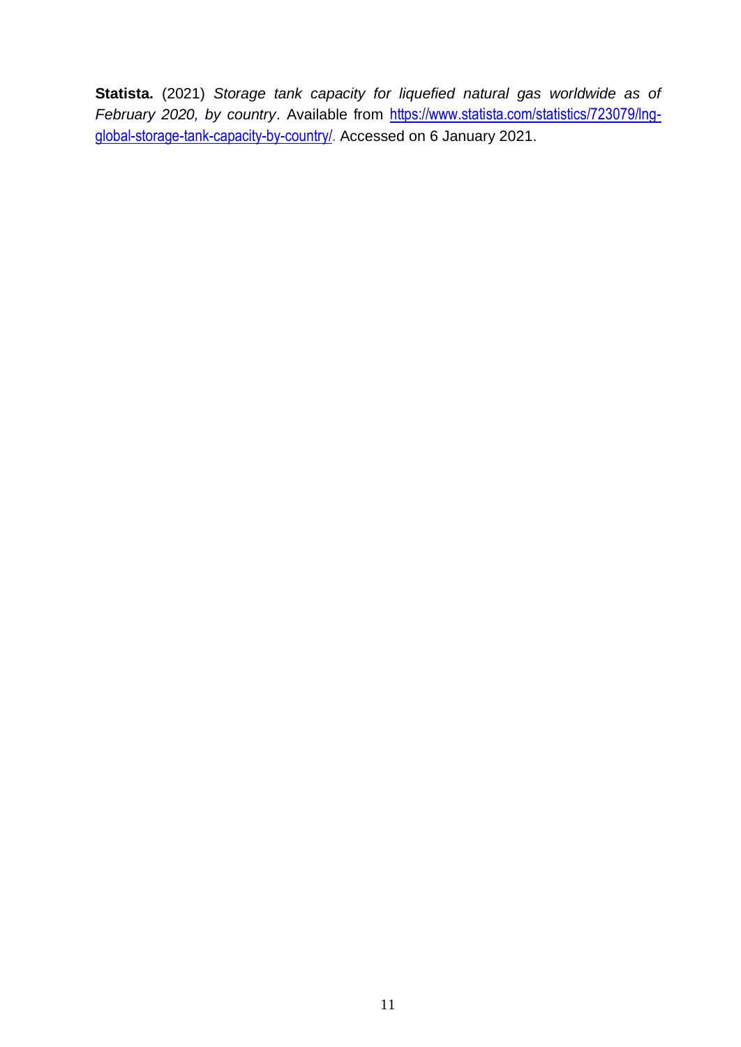**Statista.** (2021) *Storage tank capacity for liquefied natural gas worldwide as of February 2020, by country*. Available from https://www.statista.com/statistics/723079/lng-global-storage-tank-capacity-by-country/. Accessed on 6 January 2021.